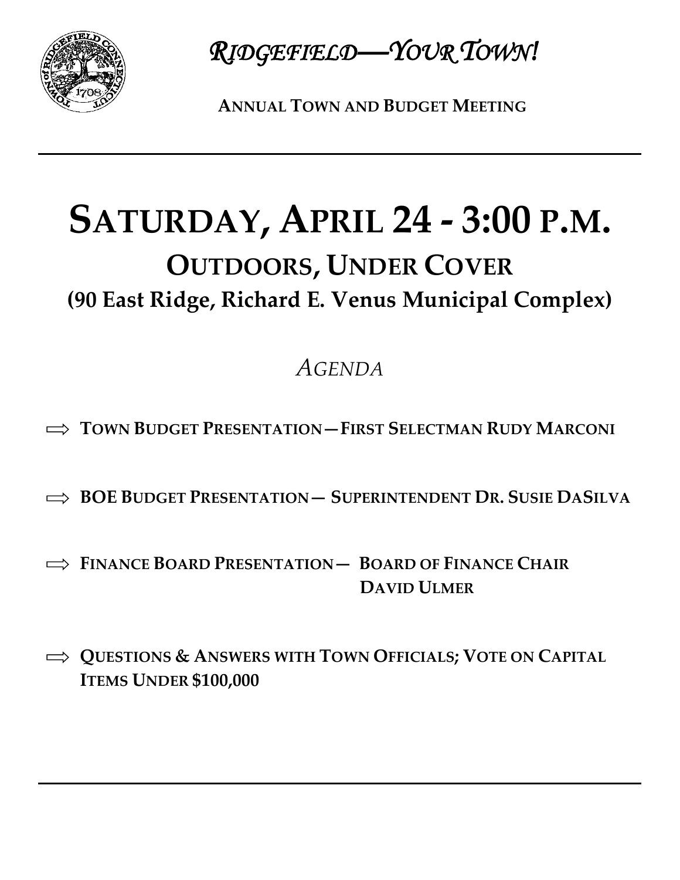# *RIDGEFIELD—YOUR TOWN!*

**ANNUAL TOWN AND BUDGET MEETING**

---

# SATURDAY, APRIL 24 - 3:00 P.M.

## OUTDOORS, UNDER COVER

### (90 East Ridge, Richard E. Venus Municipal Complex)

*AGENDA*

⇨ **TOWN BUDGET PRESENTATION—FIRST SELECTMAN RUDY MARCONI**

⇨ **BOE BUDGET PRESENTATION— SUPERINTENDENT DR. SUSIE DASILVA**

⇨ **FINANCE BOARD PRESENTATION— BOARD OF FINANCE CHAIR DAVID ULMER**

⇨ **QUESTIONS & ANSWERS WITH TOWN OFFICIALS; VOTE ON CAPITAL ITEMS UNDER $100,000**

---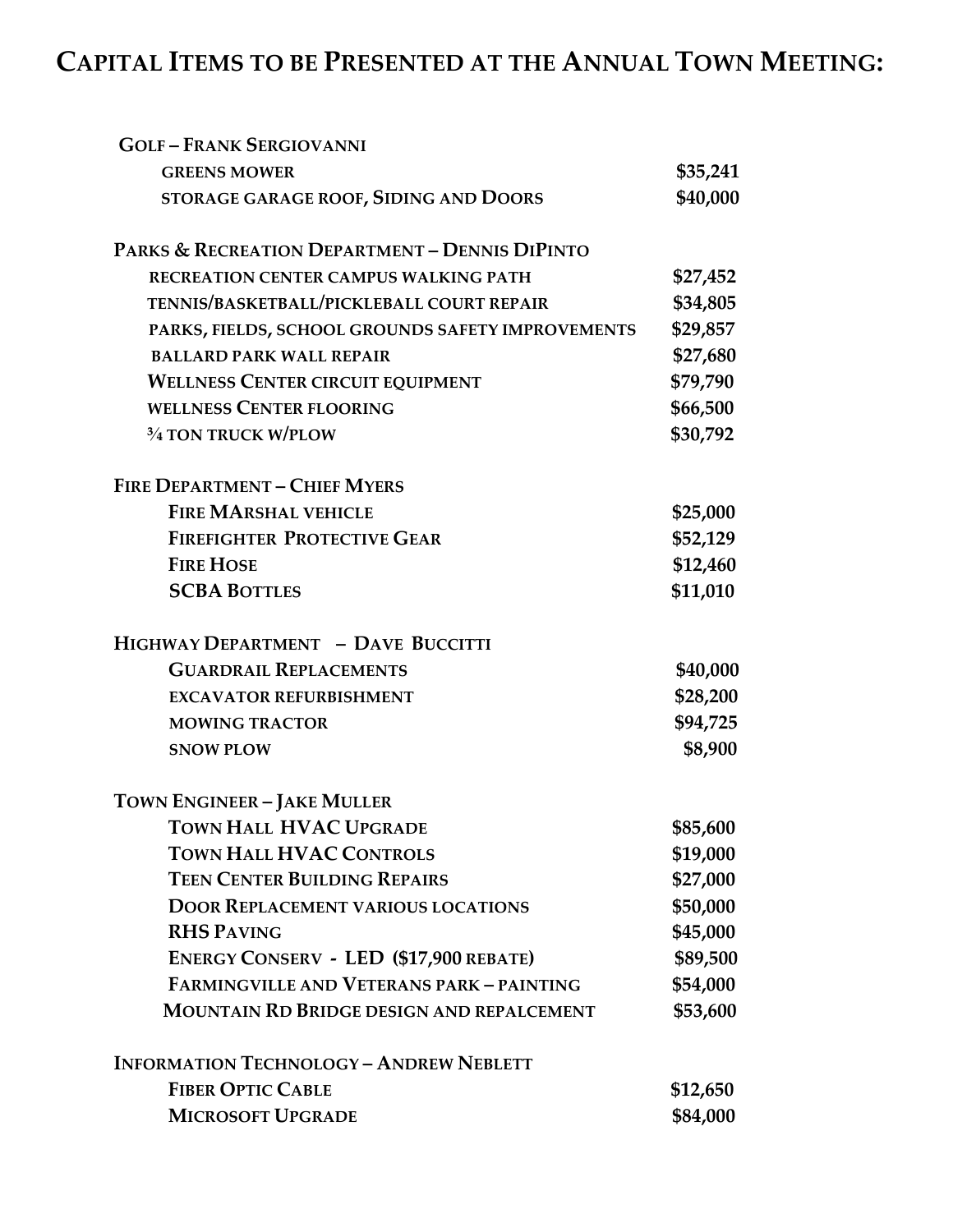# Capital Items to be Presented at the Annual Town Meeting:

| | |
|---|---|
| **Golf – Frank Sergiovanni** | |
| greens mower | $35,241 |
| storage garage roof, Siding and Doors | $40,000 |
| **Parks & Recreation Department – Dennis DiPinto** | |
| recreation center campus walking path | $27,452 |
| tennis/basketball/pickleball court repair | $34,805 |
| parks, fields, school grounds safety improvements | $29,857 |
| ballard park wall repair | $27,680 |
| Wellness Center circuit equipment | $79,790 |
| wellness Center flooring | $66,500 |
| ¾ ton truck w/plow | $30,792 |
| **Fire Department – Chief Myers** | |
| Fire MArshal vehicle | $25,000 |
| Firefighter Protective Gear | $52,129 |
| Fire Hose | $12,460 |
| SCBA Bottles | $11,010 |
| **Highway Department – Dave Buccitti** | |
| Guardrail Replacements | $40,000 |
| excavator refurbishment | $28,200 |
| mowing tractor | $94,725 |
| snow plow | $8,900 |
| **Town Engineer – Jake Muller** | |
| Town Hall HVAC Upgrade | $85,600 |
| Town Hall HVAC Controls | $19,000 |
| Teen Center Building Repairs | $27,000 |
| Door Replacement various locations | $50,000 |
| RHS Paving | $45,000 |
| Energy Conserv - LED ($17,900 rebate) | $89,500 |
| Farmingville and Veterans park – painting | $54,000 |
| Mountain Rd Bridge design and repalcement | $53,600 |
| **Information Technology – Andrew Neblett** | |
| Fiber Optic Cable | $12,650 |
| Microsoft Upgrade | $84,000 |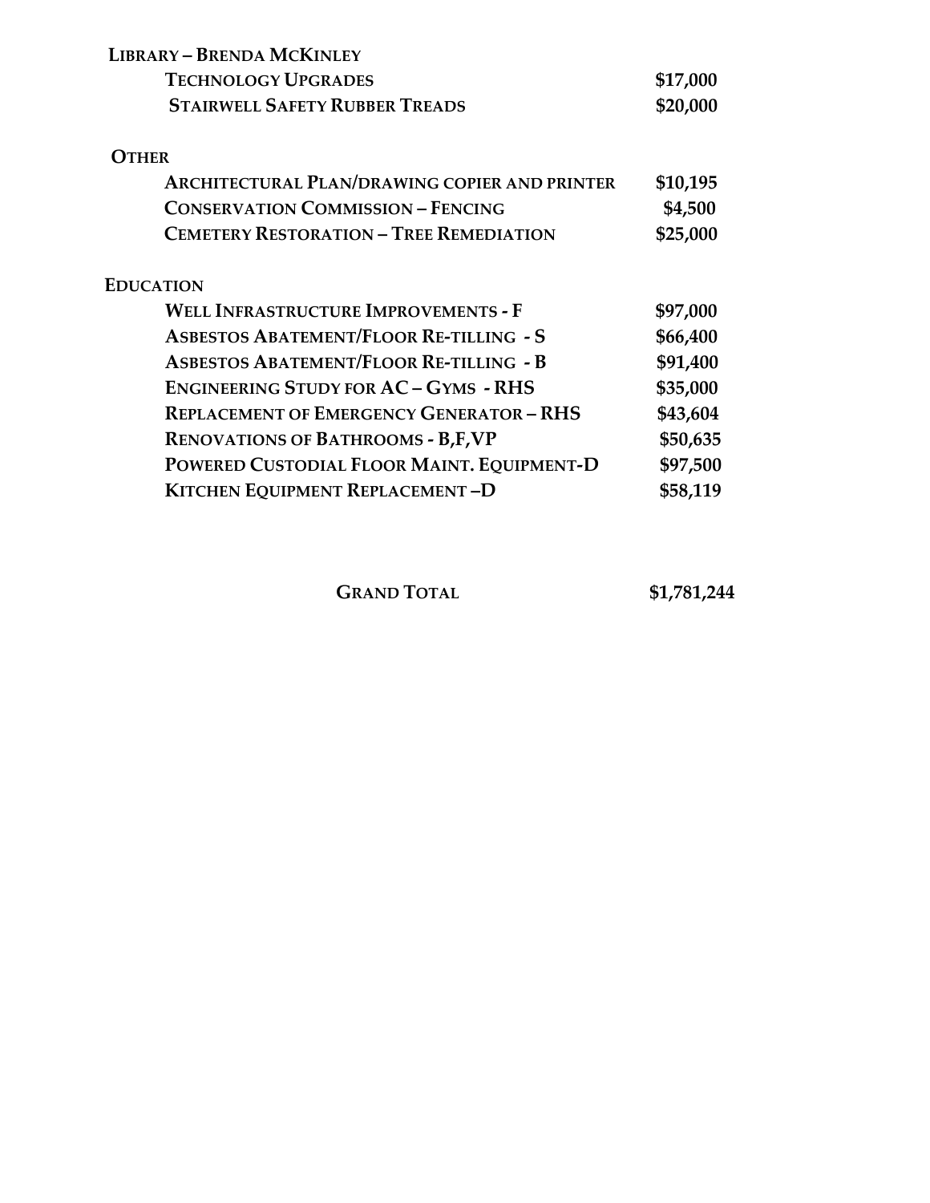| | |
|---|---|
| **Library – Brenda McKinley** | |
| Technology Upgrades | $17,000 |
| Stairwell Safety Rubber Treads | $20,000 |
| **Other** | |
| Architectural Plan/drawing copier and printer | $10,195 |
| Conservation Commission – Fencing | $4,500 |
| Cemetery Restoration – Tree Remediation | $25,000 |
| **Education** | |
| Well Infrastructure Improvements - F | $97,000 |
| Asbestos Abatement/Floor Re-tilling - S | $66,400 |
| Asbestos Abatement/Floor Re-tilling - B | $91,400 |
| Engineering Study for AC – Gyms - RHS | $35,000 |
| Replacement of Emergency Generator – RHS | $43,604 |
| Renovations of Bathrooms - B,F,VP | $50,635 |
| Powered Custodial Floor Maint. Equipment-D | $97,500 |
| Kitchen Equipment Replacement –D | $58,119 |
| **Grand Total** | **$1,781,244** |